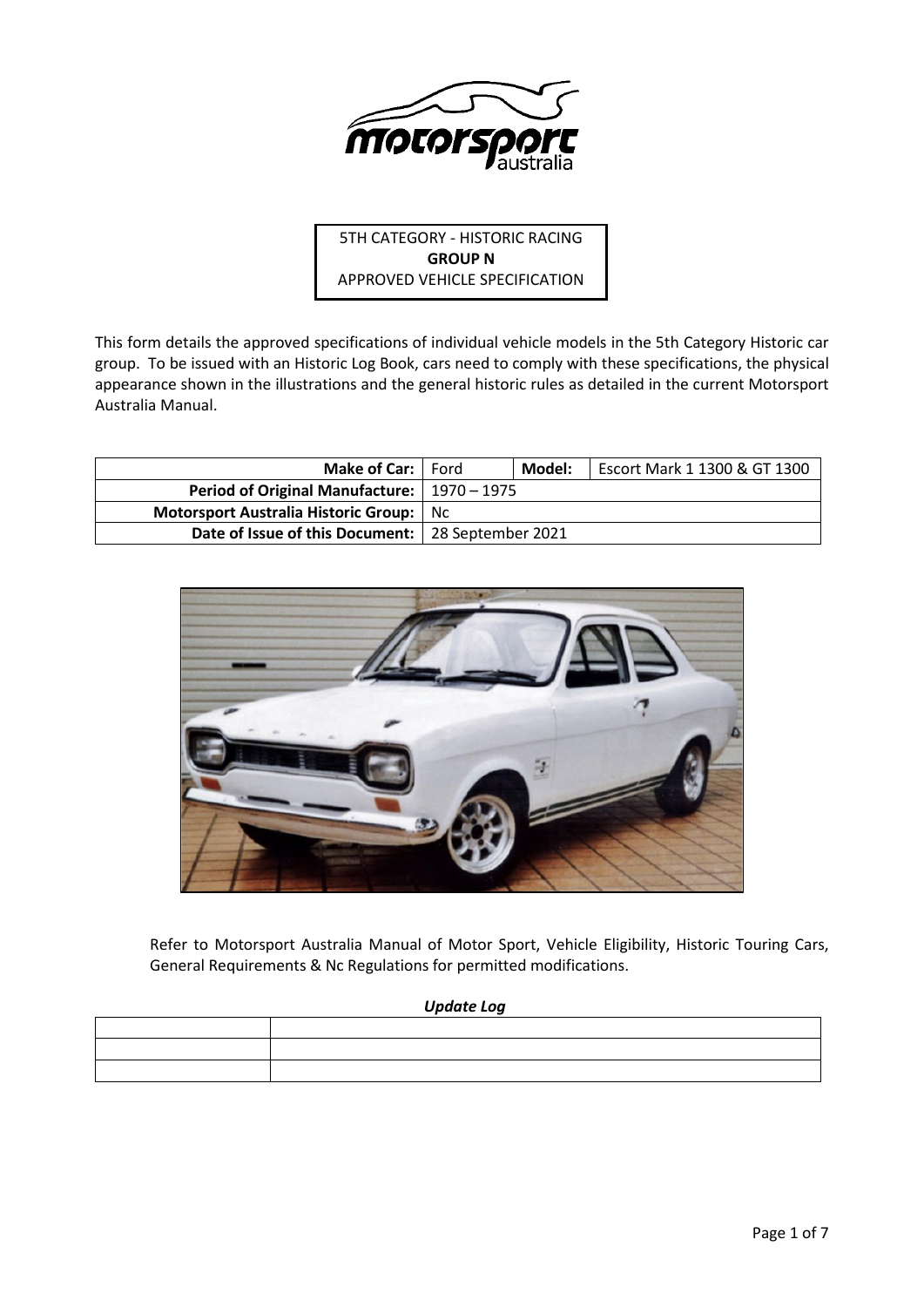5TH CATEGORY - HISTORIC RACING
**GROUP N**
APPROVED VEHICLE SPECIFICATION

This form details the approved specifications of individual vehicle models in the 5th Category Historic car group. To be issued with an Historic Log Book, cars need to comply with these specifications, the physical appearance shown in the illustrations and the general historic rules as detailed in the current Motorsport Australia Manual.

| **Make of Car:** | Ford | **Model:** | Escort Mark 1 1300 & GT 1300 |
|---|---|---|---|
| **Period of Original Manufacture:** | 1970 – 1975 | | |
| **Motorsport Australia Historic Group:** | Nc | | |
| **Date of Issue of this Document:** | 28 September 2021 | | |

Refer to Motorsport Australia Manual of Motor Sport, Vehicle Eligibility, Historic Touring Cars, General Requirements & Nc Regulations for permitted modifications.

***Update Log***

| | |
|---|---|
| | |
| | |
| | |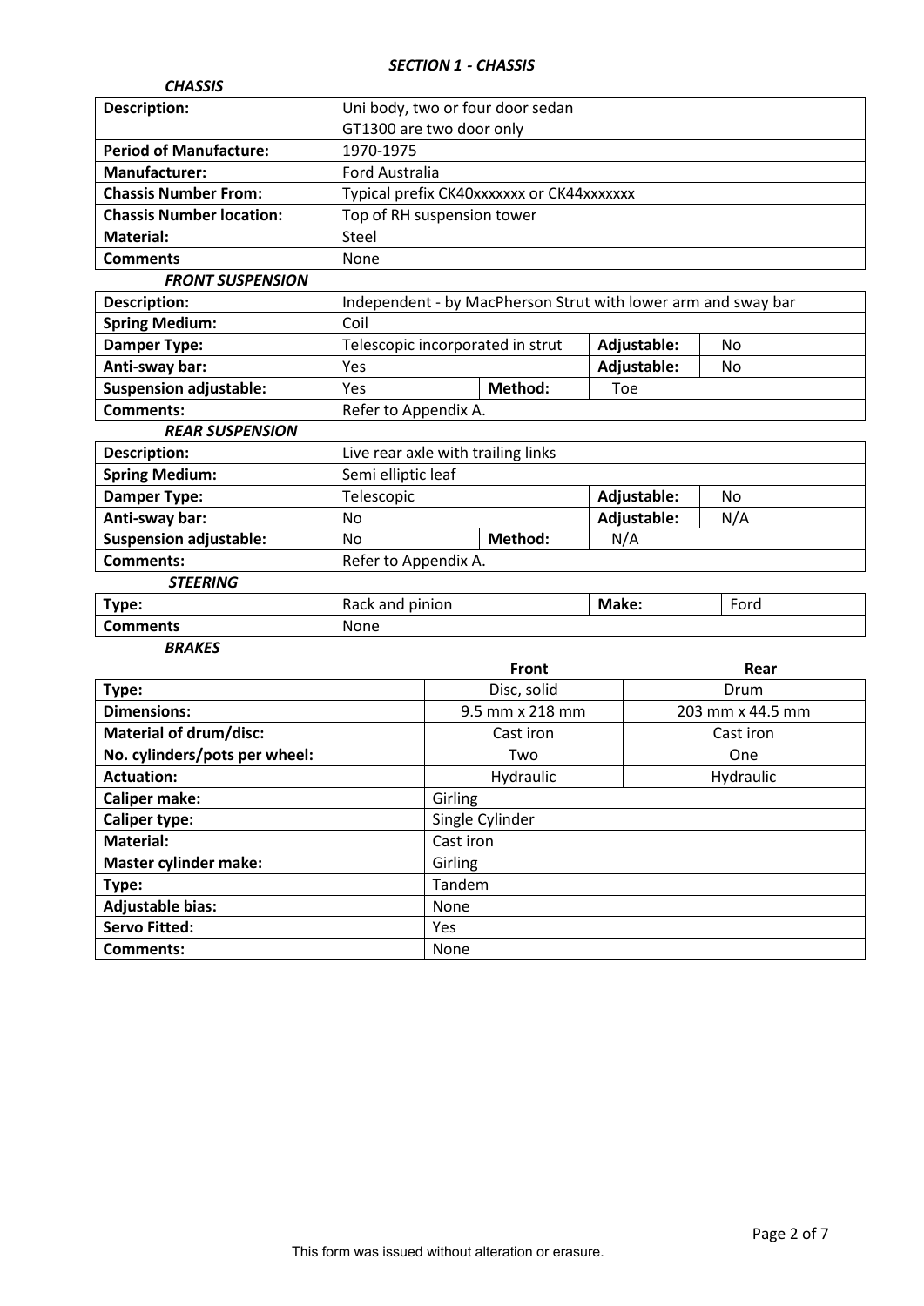## *SECTION 1 - CHASSIS*

### *CHASSIS*

| | |
|---|---|
| **Description:** | Uni body, two or four door sedan<br>GT1300 are two door only |
| **Period of Manufacture:** | 1970-1975 |
| **Manufacturer:** | Ford Australia |
| **Chassis Number From:** | Typical prefix CK40xxxxxxx or CK44xxxxxxx |
| **Chassis Number location:** | Top of RH suspension tower |
| **Material:** | Steel |
| **Comments** | None |

### *FRONT SUSPENSION*

| | | | | |
|---|---|---|---|---|
| **Description:** | Independent - by MacPherson Strut with lower arm and sway bar | | | |
| **Spring Medium:** | Coil | | | |
| **Damper Type:** | Telescopic incorporated in strut | | **Adjustable:** | No |
| **Anti-sway bar:** | Yes | | **Adjustable:** | No |
| **Suspension adjustable:** | Yes | **Method:** | Toe | |
| **Comments:** | Refer to Appendix A. | | | |

### *REAR SUSPENSION*

| | | | | |
|---|---|---|---|---|
| **Description:** | Live rear axle with trailing links | | | |
| **Spring Medium:** | Semi elliptic leaf | | | |
| **Damper Type:** | Telescopic | | **Adjustable:** | No |
| **Anti-sway bar:** | No | | **Adjustable:** | N/A |
| **Suspension adjustable:** | No | **Method:** | N/A | |
| **Comments:** | Refer to Appendix A. | | | |

### *STEERING*

| | | | |
|---|---|---|---|
| **Type:** | Rack and pinion | **Make:** | Ford |
| **Comments** | None | | |

### *BRAKES*

| | **Front** | **Rear** |
|---|---|---|
| **Type:** | Disc, solid | Drum |
| **Dimensions:** | 9.5 mm x 218 mm | 203 mm x 44.5 mm |
| **Material of drum/disc:** | Cast iron | Cast iron |
| **No. cylinders/pots per wheel:** | Two | One |
| **Actuation:** | Hydraulic | Hydraulic |
| **Caliper make:** | Girling | |
| **Caliper type:** | Single Cylinder | |
| **Material:** | Cast iron | |
| **Master cylinder make:** | Girling | |
| **Type:** | Tandem | |
| **Adjustable bias:** | None | |
| **Servo Fitted:** | Yes | |
| **Comments:** | None | |

This form was issued without alteration or erasure.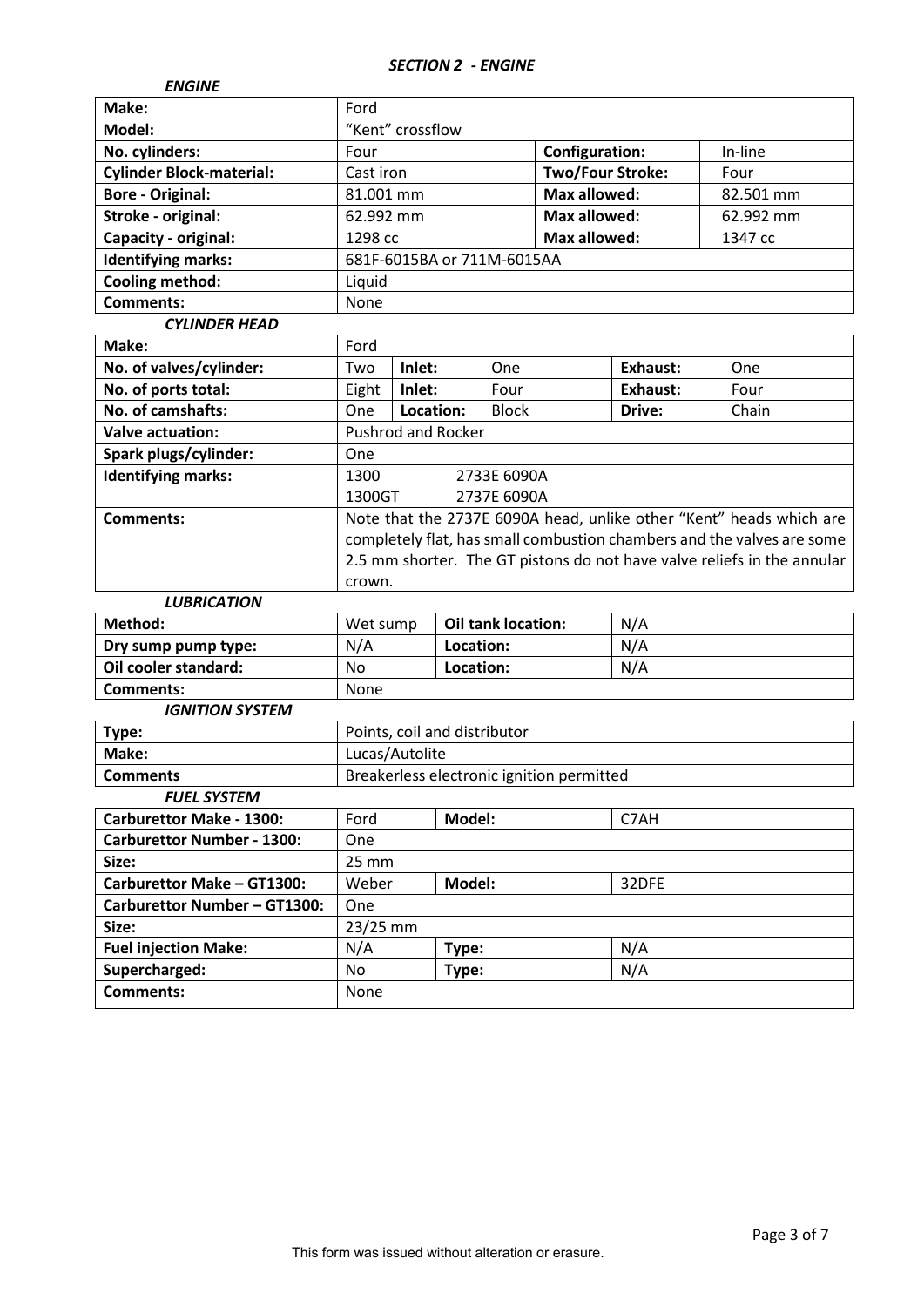## *SECTION 2 - ENGINE*

### *ENGINE*

| | | | |
|---|---|---|---|
| **Make:** | Ford | | |
| **Model:** | "Kent" crossflow | | |
| **No. cylinders:** | Four | **Configuration:** | In-line |
| **Cylinder Block-material:** | Cast iron | **Two/Four Stroke:** | Four |
| **Bore - Original:** | 81.001 mm | **Max allowed:** | 82.501 mm |
| **Stroke - original:** | 62.992 mm | **Max allowed:** | 62.992 mm |
| **Capacity - original:** | 1298 cc | **Max allowed:** | 1347 cc |
| **Identifying marks:** | 681F-6015BA or 711M-6015AA | | |
| **Cooling method:** | Liquid | | |
| **Comments:** | None | | |

### *CYLINDER HEAD*

| | | | | | |
|---|---|---|---|---|---|
| **Make:** | Ford | | | | |
| **No. of valves/cylinder:** | Two | **Inlet:** | One | **Exhaust:** | One |
| **No. of ports total:** | Eight | **Inlet:** | Four | **Exhaust:** | Four |
| **No. of camshafts:** | One | **Location:** | Block | **Drive:** | Chain |
| **Valve actuation:** | Pushrod and Rocker | | | | |
| **Spark plugs/cylinder:** | One | | | | |
| **Identifying marks:** | 1300 2733E 6090A<br>1300GT 2737E 6090A | | | | |
| **Comments:** | Note that the 2737E 6090A head, unlike other "Kent" heads which are completely flat, has small combustion chambers and the valves are some 2.5 mm shorter. The GT pistons do not have valve reliefs in the annular crown. | | | | |

### *LUBRICATION*

| | | | |
|---|---|---|---|
| **Method:** | Wet sump | **Oil tank location:** | N/A |
| **Dry sump pump type:** | N/A | **Location:** | N/A |
| **Oil cooler standard:** | No | **Location:** | N/A |
| **Comments:** | None | | |

### *IGNITION SYSTEM*

| | |
|---|---|
| **Type:** | Points, coil and distributor |
| **Make:** | Lucas/Autolite |
| **Comments** | Breakerless electronic ignition permitted |

### *FUEL SYSTEM*

| | | | |
|---|---|---|---|
| **Carburettor Make - 1300:** | Ford | **Model:** | C7AH |
| **Carburettor Number - 1300:** | One | | |
| **Size:** | 25 mm | | |
| **Carburettor Make – GT1300:** | Weber | **Model:** | 32DFE |
| **Carburettor Number – GT1300:** | One | | |
| **Size:** | 23/25 mm | | |
| **Fuel injection Make:** | N/A | **Type:** | N/A |
| **Supercharged:** | No | **Type:** | N/A |
| **Comments:** | None | | |

This form was issued without alteration or erasure.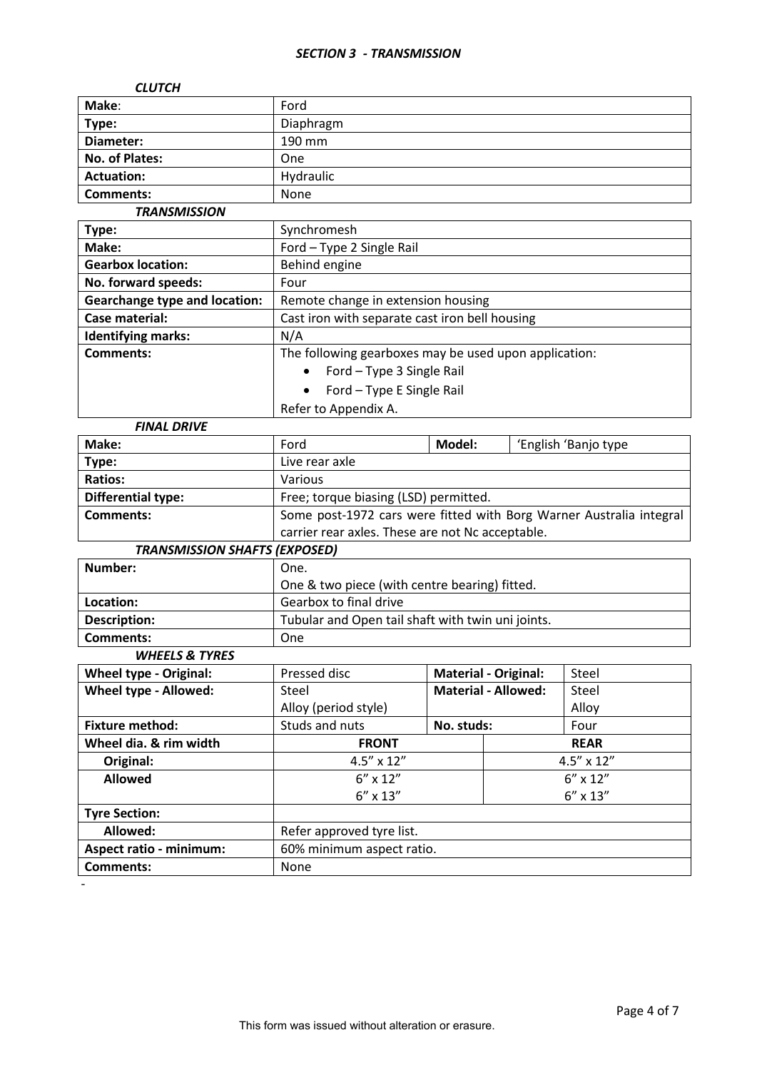## *SECTION 3 - TRANSMISSION*

### *CLUTCH*

| | |
|---|---|
| **Make**: | Ford |
| **Type:** | Diaphragm |
| **Diameter:** | 190 mm |
| **No. of Plates:** | One |
| **Actuation:** | Hydraulic |
| **Comments:** | None |

### *TRANSMISSION*

| | |
|---|---|
| **Type:** | Synchromesh |
| **Make:** | Ford – Type 2 Single Rail |
| **Gearbox location:** | Behind engine |
| **No. forward speeds:** | Four |
| **Gearchange type and location:** | Remote change in extension housing |
| **Case material:** | Cast iron with separate cast iron bell housing |
| **Identifying marks:** | N/A |
| **Comments:** | The following gearboxes may be used upon application:<br>• Ford – Type 3 Single Rail<br>• Ford – Type E Single Rail<br>Refer to Appendix A. |

### *FINAL DRIVE*

| | | | |
|---|---|---|---|
| **Make:** | Ford | **Model:** | 'English 'Banjo type |
| **Type:** | Live rear axle | | |
| **Ratios:** | Various | | |
| **Differential type:** | Free; torque biasing (LSD) permitted. | | |
| **Comments:** | Some post-1972 cars were fitted with Borg Warner Australia integral carrier rear axles. These are not Nc acceptable. | | |

### *TRANSMISSION SHAFTS (EXPOSED)*

| | |
|---|---|
| **Number:** | One.<br>One & two piece (with centre bearing) fitted. |
| **Location:** | Gearbox to final drive |
| **Description:** | Tubular and Open tail shaft with twin uni joints. |
| **Comments:** | One |

### *WHEELS & TYRES*

| | | | |
|---|---|---|---|
| **Wheel type - Original:** | Pressed disc | **Material - Original:** | Steel |
| **Wheel type - Allowed:** | Steel<br>Alloy (period style) | **Material - Allowed:** | Steel<br>Alloy |
| **Fixture method:** | Studs and nuts | **No. studs:** | Four |
| **Wheel dia. & rim width** | **FRONT** | | **REAR** |
| **Original:** | 4.5" x 12" | | 4.5" x 12" |
| **Allowed** | 6" x 12"<br>6" x 13" | | 6" x 12"<br>6" x 13" |
| **Tyre Section:** | | | |
| **Allowed:** | Refer approved tyre list. | | |
| **Aspect ratio - minimum:** | 60% minimum aspect ratio. | | |
| **Comments:** | None | | |

This form was issued without alteration or erasure.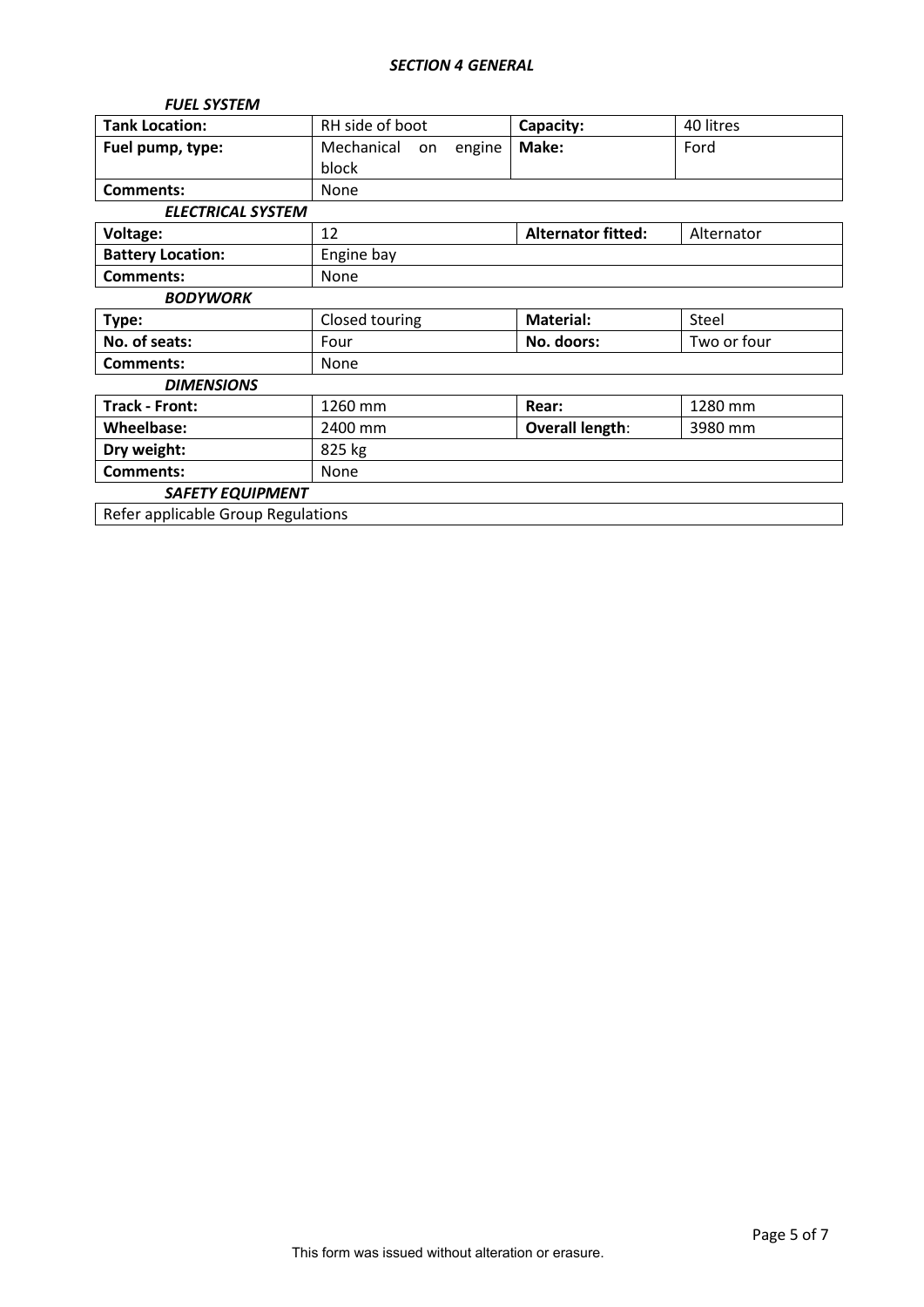## *SECTION 4 GENERAL*

### *FUEL SYSTEM*

| | | | |
|---|---|---|---|
| **Tank Location:** | RH side of boot | **Capacity:** | 40 litres |
| **Fuel pump, type:** | Mechanical on engine block | **Make:** | Ford |
| **Comments:** | None | | |

### *ELECTRICAL SYSTEM*

| | | | |
|---|---|---|---|
| **Voltage:** | 12 | **Alternator fitted:** | Alternator |
| **Battery Location:** | Engine bay | | |
| **Comments:** | None | | |

### *BODYWORK*

| | | | |
|---|---|---|---|
| **Type:** | Closed touring | **Material:** | Steel |
| **No. of seats:** | Four | **No. doors:** | Two or four |
| **Comments:** | None | | |

### *DIMENSIONS*

| | | | |
|---|---|---|---|
| **Track - Front:** | 1260 mm | **Rear:** | 1280 mm |
| **Wheelbase:** | 2400 mm | **Overall length**: | 3980 mm |
| **Dry weight:** | 825 kg | | |
| **Comments:** | None | | |

### *SAFETY EQUIPMENT*

Refer applicable Group Regulations

This form was issued without alteration or erasure.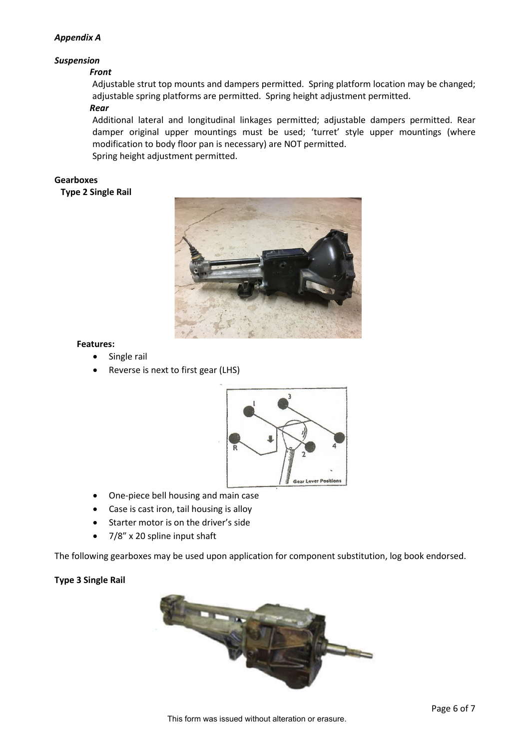***Appendix A***

***Suspension***

***Front***

Adjustable strut top mounts and dampers permitted. Spring platform location may be changed; adjustable spring platforms are permitted. Spring height adjustment permitted.

***Rear***

Additional lateral and longitudinal linkages permitted; adjustable dampers permitted. Rear damper original upper mountings must be used; 'turret' style upper mountings (where modification to body floor pan is necessary) are NOT permitted.

Spring height adjustment permitted.

**Gearboxes**

**Type 2 Single Rail**

**Features:**

- Single rail
- Reverse is next to first gear (LHS)
- One-piece bell housing and main case
- Case is cast iron, tail housing is alloy
- Starter motor is on the driver's side
- 7/8" x 20 spline input shaft

The following gearboxes may be used upon application for component substitution, log book endorsed.

**Type 3 Single Rail**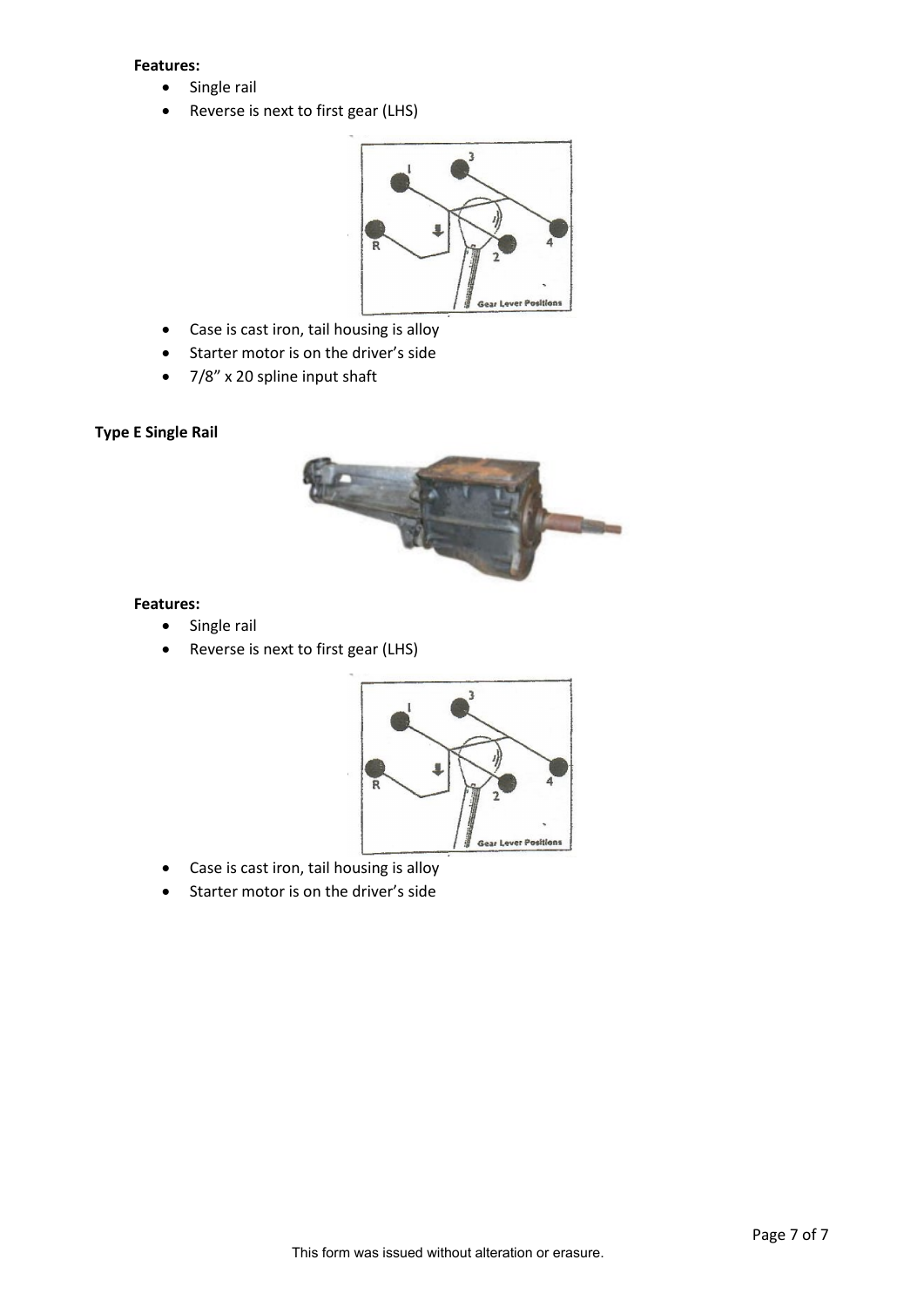**Features:**

- Single rail
- Reverse is next to first gear (LHS)

Gear Lever Positions

- Case is cast iron, tail housing is alloy
- Starter motor is on the driver's side
- 7/8" x 20 spline input shaft

**Type E Single Rail**

**Features:**

- Single rail
- Reverse is next to first gear (LHS)

Gear Lever Positions

- Case is cast iron, tail housing is alloy
- Starter motor is on the driver's side

This form was issued without alteration or erasure.